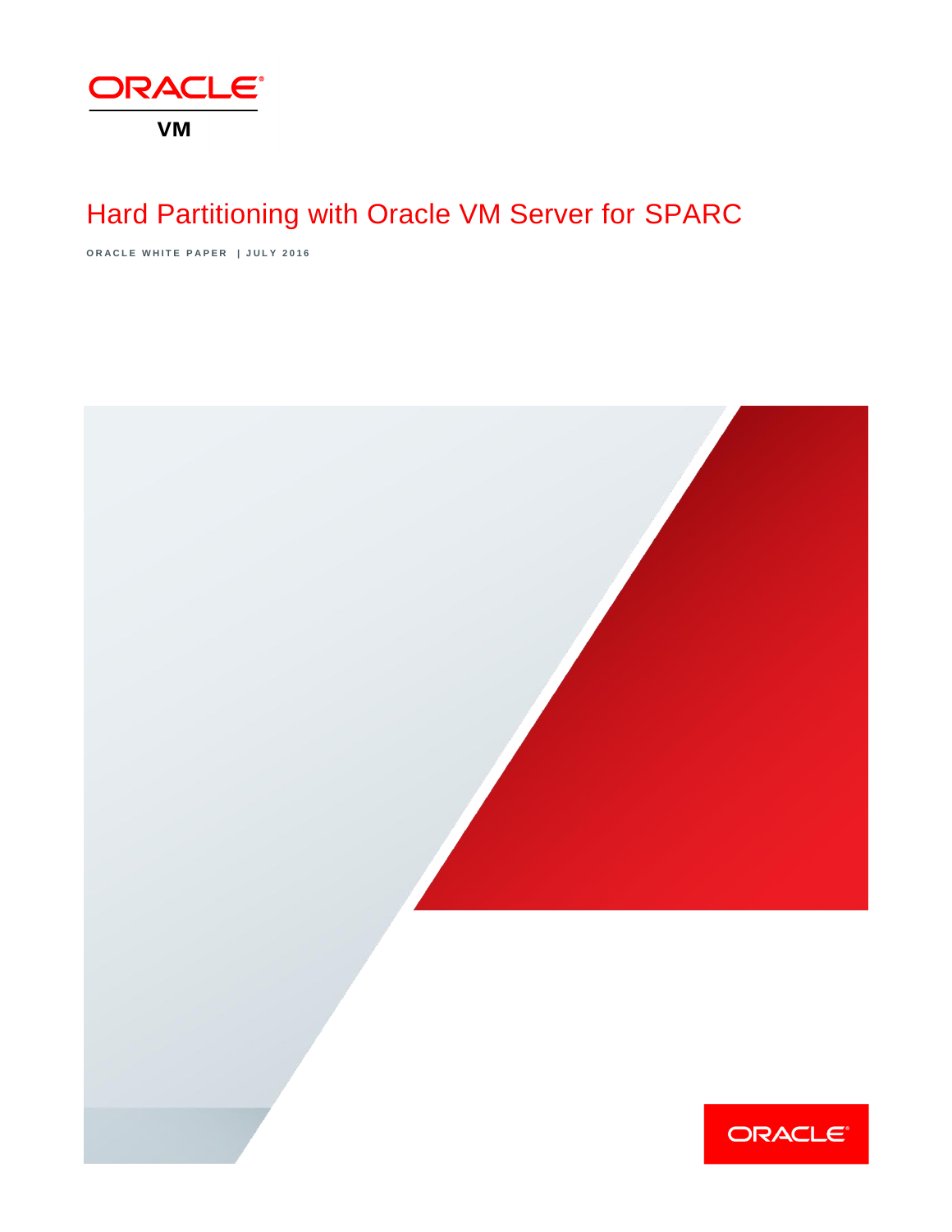ORACLE

VM

# Hard Partitioning with Oracle VM Server for SPARC

ORACLE WHITE PAPER | JULY 2016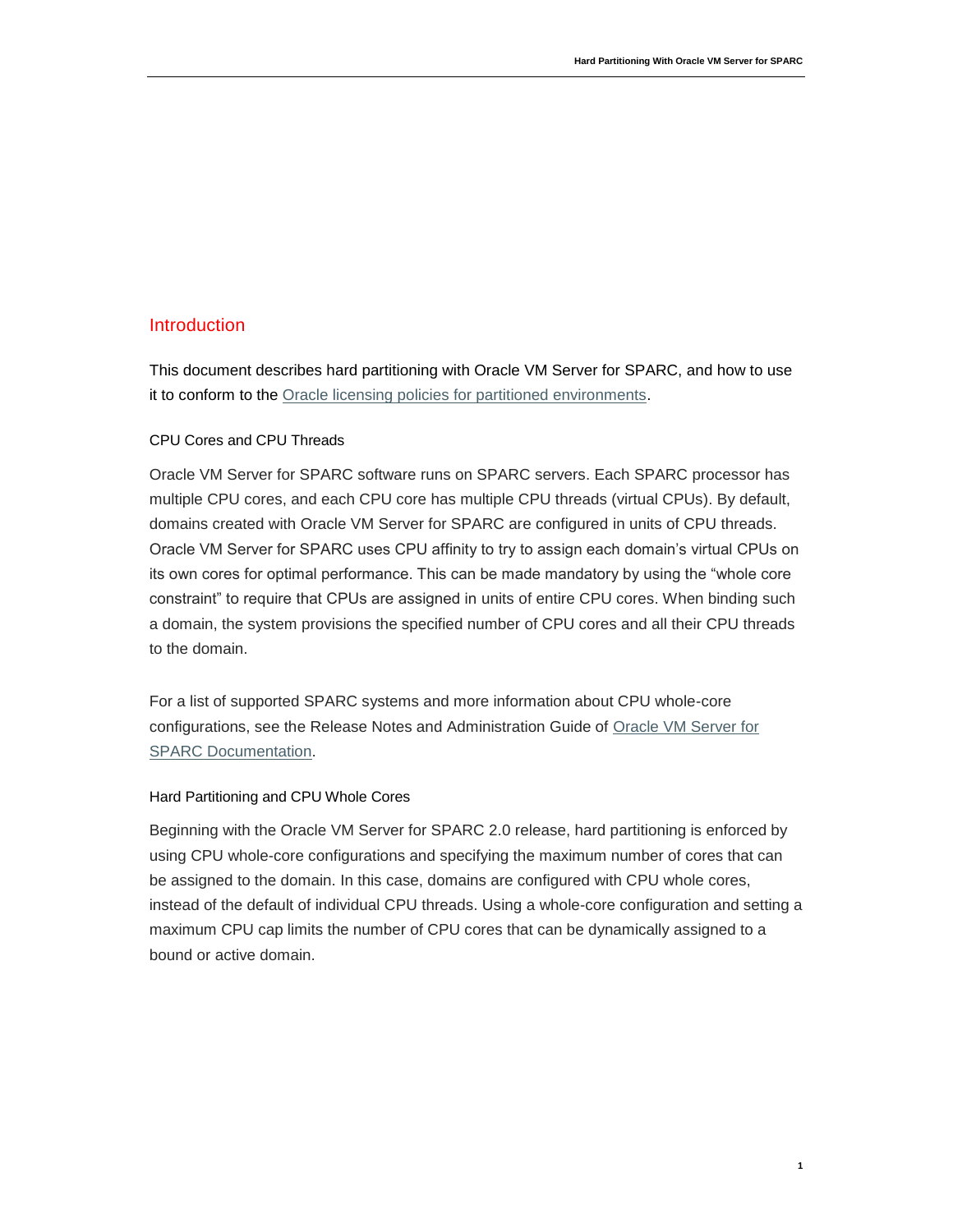## Introduction

This document describes hard partitioning with Oracle VM Server for SPARC, and how to use it to conform to the Oracle licensing policies for partitioned environments.

### CPU Cores and CPU Threads

Oracle VM Server for SPARC software runs on SPARC servers. Each SPARC processor has multiple CPU cores, and each CPU core has multiple CPU threads (virtual CPUs). By default, domains created with Oracle VM Server for SPARC are configured in units of CPU threads. Oracle VM Server for SPARC uses CPU affinity to try to assign each domain's virtual CPUs on its own cores for optimal performance. This can be made mandatory by using the "whole core constraint" to require that CPUs are assigned in units of entire CPU cores. When binding such a domain, the system provisions the specified number of CPU cores and all their CPU threads to the domain.

For a list of supported SPARC systems and more information about CPU whole-core configurations, see the Release Notes and Administration Guide of Oracle VM Server for SPARC Documentation.

### Hard Partitioning and CPU Whole Cores

Beginning with the Oracle VM Server for SPARC 2.0 release, hard partitioning is enforced by using CPU whole-core configurations and specifying the maximum number of cores that can be assigned to the domain. In this case, domains are configured with CPU whole cores, instead of the default of individual CPU threads. Using a whole-core configuration and setting a maximum CPU cap limits the number of CPU cores that can be dynamically assigned to a bound or active domain.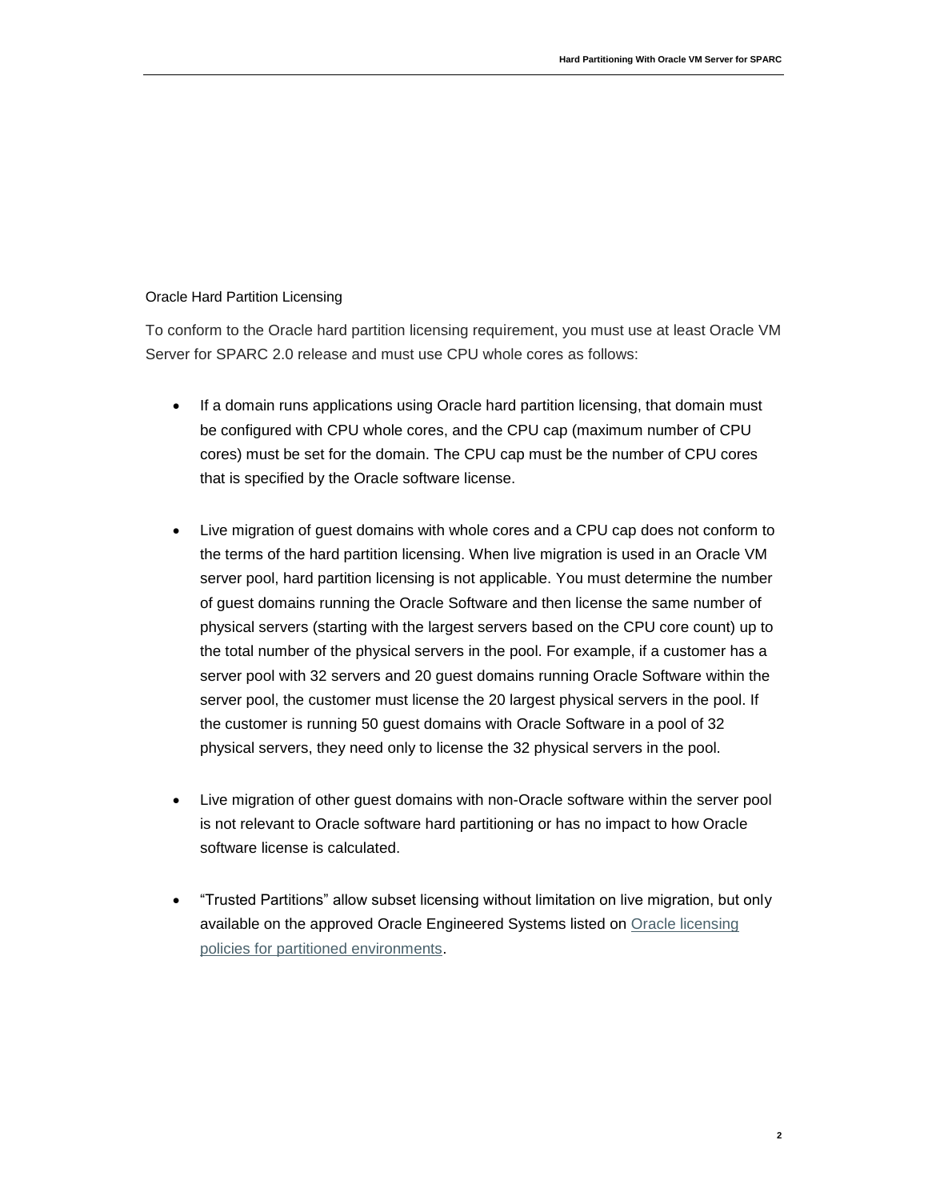## Oracle Hard Partition Licensing

To conform to the Oracle hard partition licensing requirement, you must use at least Oracle VM Server for SPARC 2.0 release and must use CPU whole cores as follows:

- If a domain runs applications using Oracle hard partition licensing, that domain must be configured with CPU whole cores, and the CPU cap (maximum number of CPU cores) must be set for the domain. The CPU cap must be the number of CPU cores that is specified by the Oracle software license.

- Live migration of guest domains with whole cores and a CPU cap does not conform to the terms of the hard partition licensing. When live migration is used in an Oracle VM server pool, hard partition licensing is not applicable. You must determine the number of guest domains running the Oracle Software and then license the same number of physical servers (starting with the largest servers based on the CPU core count) up to the total number of the physical servers in the pool. For example, if a customer has a server pool with 32 servers and 20 guest domains running Oracle Software within the server pool, the customer must license the 20 largest physical servers in the pool. If the customer is running 50 guest domains with Oracle Software in a pool of 32 physical servers, they need only to license the 32 physical servers in the pool.

- Live migration of other guest domains with non-Oracle software within the server pool is not relevant to Oracle software hard partitioning or has no impact to how Oracle software license is calculated.

- "Trusted Partitions" allow subset licensing without limitation on live migration, but only available on the approved Oracle Engineered Systems listed on [Oracle licensing policies for partitioned environments](#).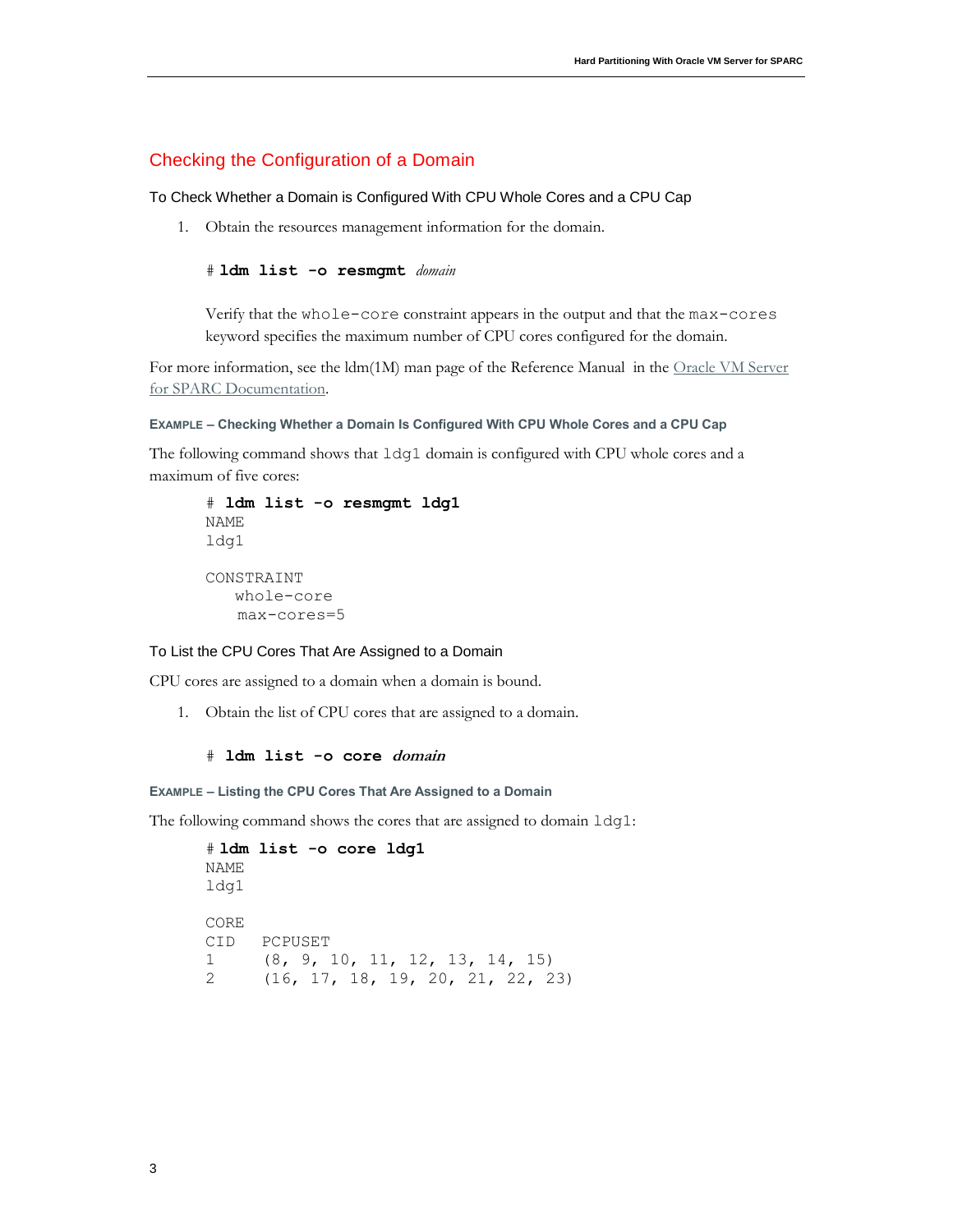## Checking the Configuration of a Domain

### To Check Whether a Domain is Configured With CPU Whole Cores and a CPU Cap

1. Obtain the resources management information for the domain.

```
# ldm list -o resmgmt domain
```

Verify that the `whole-core` constraint appears in the output and that the `max-cores` keyword specifies the maximum number of CPU cores configured for the domain.

For more information, see the ldm(1M) man page of the Reference Manual in the Oracle VM Server for SPARC Documentation.

**EXAMPLE – Checking Whether a Domain Is Configured With CPU Whole Cores and a CPU Cap**

The following command shows that `ldg1` domain is configured with CPU whole cores and a maximum of five cores:

```
# ldm list -o resmgmt ldg1
NAME
ldg1

CONSTRAINT
    whole-core
    max-cores=5
```

### To List the CPU Cores That Are Assigned to a Domain

CPU cores are assigned to a domain when a domain is bound.

1. Obtain the list of CPU cores that are assigned to a domain.

```
# ldm list -o core domain
```

**EXAMPLE – Listing the CPU Cores That Are Assigned to a Domain**

The following command shows the cores that are assigned to domain `ldg1`:

```
# ldm list -o core ldg1
NAME
ldg1

CORE
CID   PCPUSET
1     (8, 9, 10, 11, 12, 13, 14, 15)
2     (16, 17, 18, 19, 20, 21, 22, 23)
```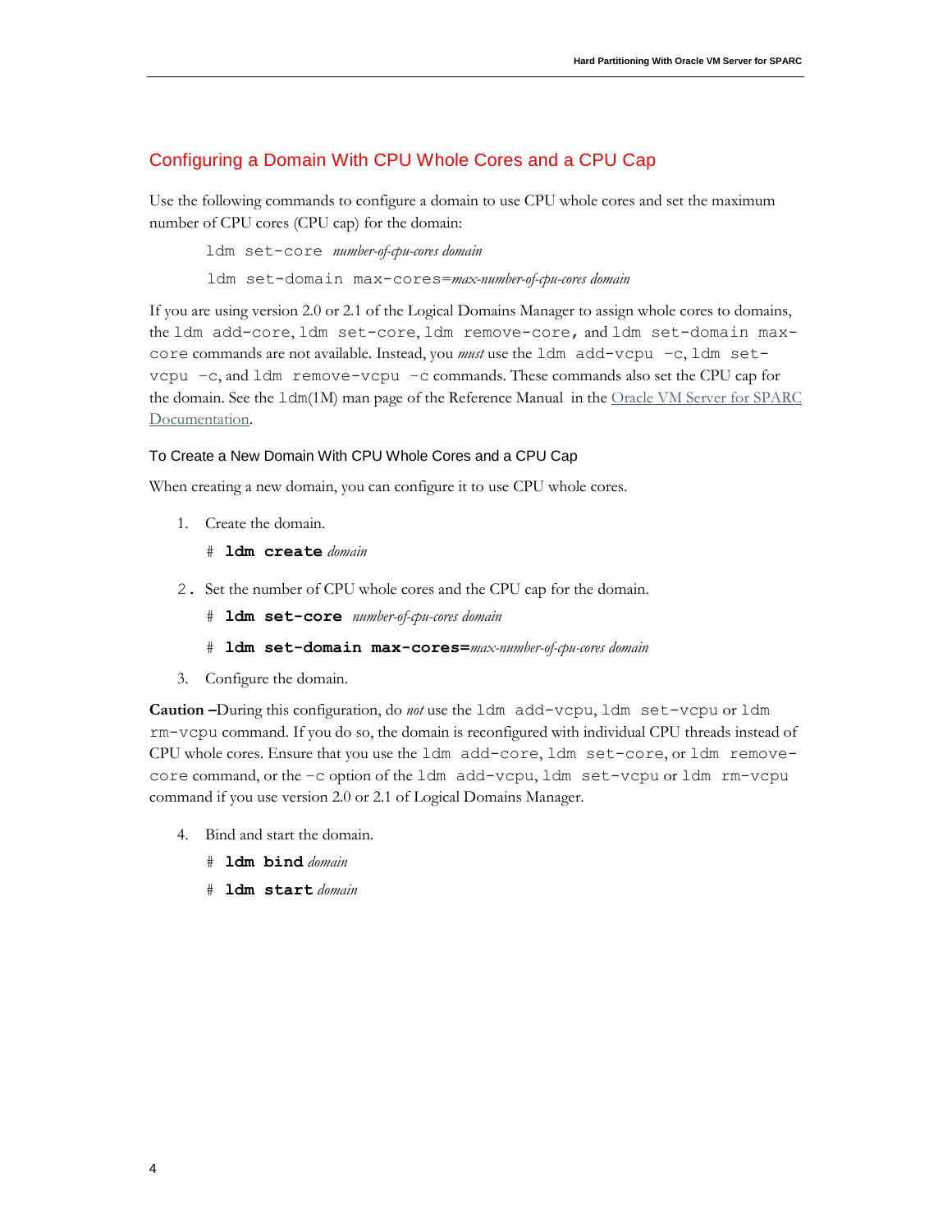## Configuring a Domain With CPU Whole Cores and a CPU Cap

Use the following commands to configure a domain to use CPU whole cores and set the maximum number of CPU cores (CPU cap) for the domain:

```
ldm set-core number-of-cpu-cores domain
ldm set-domain max-cores=max-number-of-cpu-cores domain
```

If you are using version 2.0 or 2.1 of the Logical Domains Manager to assign whole cores to domains, the `ldm add-core`, `ldm set-core`, `ldm remove-core`, and `ldm set-domain max-core` commands are not available. Instead, you *must* use the `ldm add-vcpu -c`, `ldm set-vcpu -c`, and `ldm remove-vcpu -c` commands. These commands also set the CPU cap for the domain. See the `ldm`(1M) man page of the Reference Manual in the Oracle VM Server for SPARC Documentation.

### To Create a New Domain With CPU Whole Cores and a CPU Cap

When creating a new domain, you can configure it to use CPU whole cores.

1. Create the domain.

   ```
   # ldm create domain
   ```

2. Set the number of CPU whole cores and the CPU cap for the domain.

   ```
   # ldm set-core number-of-cpu-cores domain
   # ldm set-domain max-cores=max-number-of-cpu-cores domain
   ```

3. Configure the domain.

**Caution** –During this configuration, do *not* use the `ldm add-vcpu`, `ldm set-vcpu` or `ldm rm-vcpu` command. If you do so, the domain is reconfigured with individual CPU threads instead of CPU whole cores. Ensure that you use the `ldm add-core`, `ldm set-core`, or `ldm remove-core` command, or the `-c` option of the `ldm add-vcpu`, `ldm set-vcpu` or `ldm rm-vcpu` command if you use version 2.0 or 2.1 of Logical Domains Manager.

4. Bind and start the domain.

   ```
   # ldm bind domain
   # ldm start domain
   ```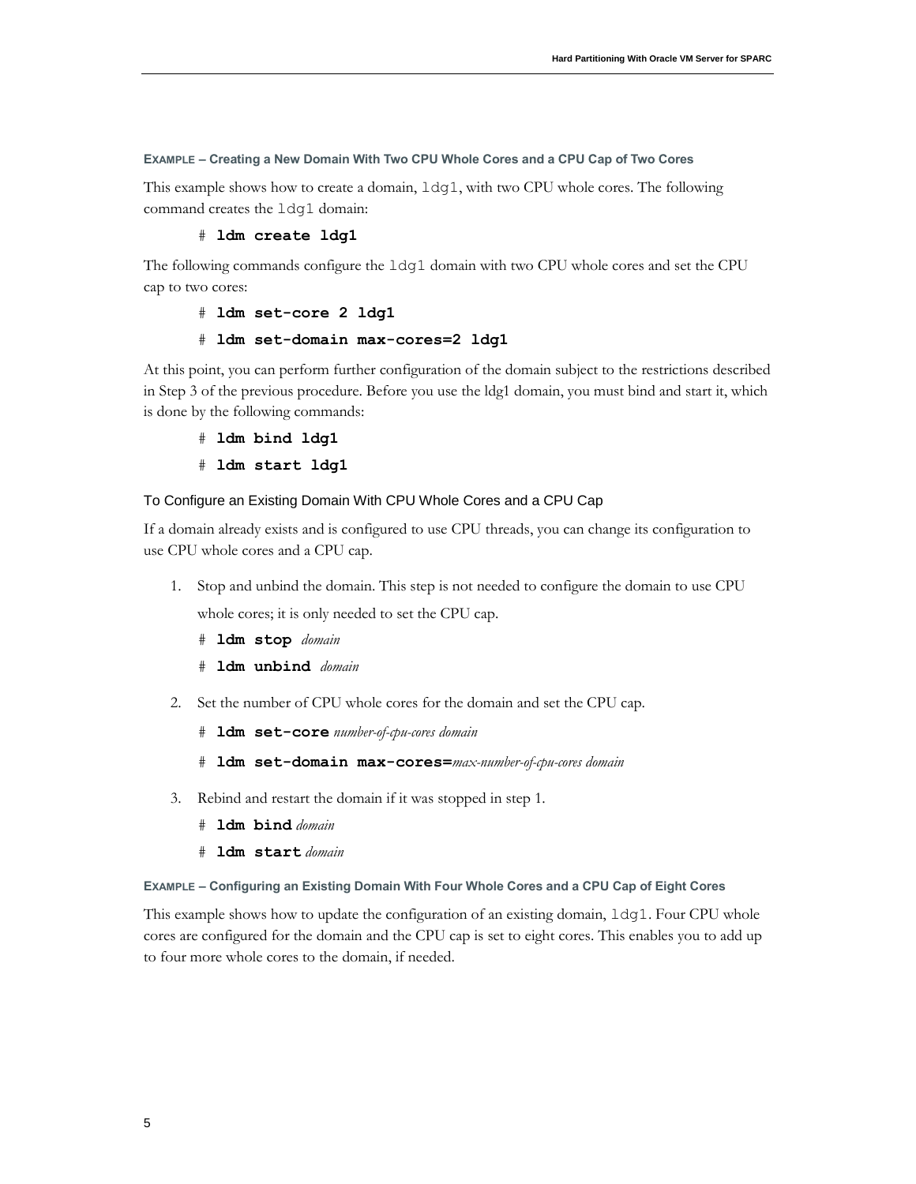**EXAMPLE – Creating a New Domain With Two CPU Whole Cores and a CPU Cap of Two Cores**

This example shows how to create a domain, `ldg1`, with two CPU whole cores. The following command creates the `ldg1` domain:

```
# ldm create ldg1
```

The following commands configure the `ldg1` domain with two CPU whole cores and set the CPU cap to two cores:

```
# ldm set-core 2 ldg1
# ldm set-domain max-cores=2 ldg1
```

At this point, you can perform further configuration of the domain subject to the restrictions described in Step 3 of the previous procedure. Before you use the ldg1 domain, you must bind and start it, which is done by the following commands:

```
# ldm bind ldg1
# ldm start ldg1
```

### To Configure an Existing Domain With CPU Whole Cores and a CPU Cap

If a domain already exists and is configured to use CPU threads, you can change its configuration to use CPU whole cores and a CPU cap.

1. Stop and unbind the domain. This step is not needed to configure the domain to use CPU whole cores; it is only needed to set the CPU cap.

   ```
   # ldm stop domain
   # ldm unbind domain
   ```

2. Set the number of CPU whole cores for the domain and set the CPU cap.

   ```
   # ldm set-core number-of-cpu-cores domain
   # ldm set-domain max-cores=max-number-of-cpu-cores domain
   ```

3. Rebind and restart the domain if it was stopped in step 1.

   ```
   # ldm bind domain
   # ldm start domain
   ```

**EXAMPLE – Configuring an Existing Domain With Four Whole Cores and a CPU Cap of Eight Cores**

This example shows how to update the configuration of an existing domain, `ldg1`. Four CPU whole cores are configured for the domain and the CPU cap is set to eight cores. This enables you to add up to four more whole cores to the domain, if needed.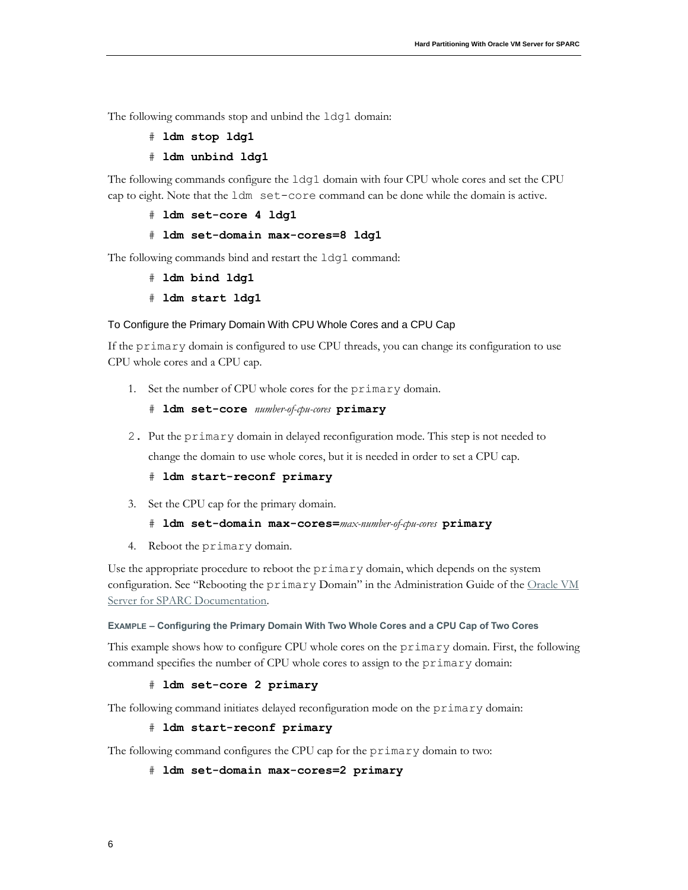The following commands stop and unbind the `ldg1` domain:

```
# ldm stop ldg1
# ldm unbind ldg1
```

The following commands configure the `ldg1` domain with four CPU whole cores and set the CPU cap to eight. Note that the `ldm set-core` command can be done while the domain is active.

```
# ldm set-core 4 ldg1
# ldm set-domain max-cores=8 ldg1
```

The following commands bind and restart the `ldg1` command:

```
# ldm bind ldg1
# ldm start ldg1
```

### To Configure the Primary Domain With CPU Whole Cores and a CPU Cap

If the `primary` domain is configured to use CPU threads, you can change its configuration to use CPU whole cores and a CPU cap.

1. Set the number of CPU whole cores for the `primary` domain.

   ```
   # ldm set-core number-of-cpu-cores primary
   ```

2. Put the `primary` domain in delayed reconfiguration mode. This step is not needed to change the domain to use whole cores, but it is needed in order to set a CPU cap.

   ```
   # ldm start-reconf primary
   ```

3. Set the CPU cap for the primary domain.

   ```
   # ldm set-domain max-cores=max-number-of-cpu-cores primary
   ```

4. Reboot the `primary` domain.

Use the appropriate procedure to reboot the `primary` domain, which depends on the system configuration. See "Rebooting the `primary` Domain" in the Administration Guide of the Oracle VM Server for SPARC Documentation.

#### EXAMPLE – Configuring the Primary Domain With Two Whole Cores and a CPU Cap of Two Cores

This example shows how to configure CPU whole cores on the `primary` domain. First, the following command specifies the number of CPU whole cores to assign to the `primary` domain:

```
# ldm set-core 2 primary
```

The following command initiates delayed reconfiguration mode on the `primary` domain:

```
# ldm start-reconf primary
```

The following command configures the CPU cap for the `primary` domain to two:

```
# ldm set-domain max-cores=2 primary
```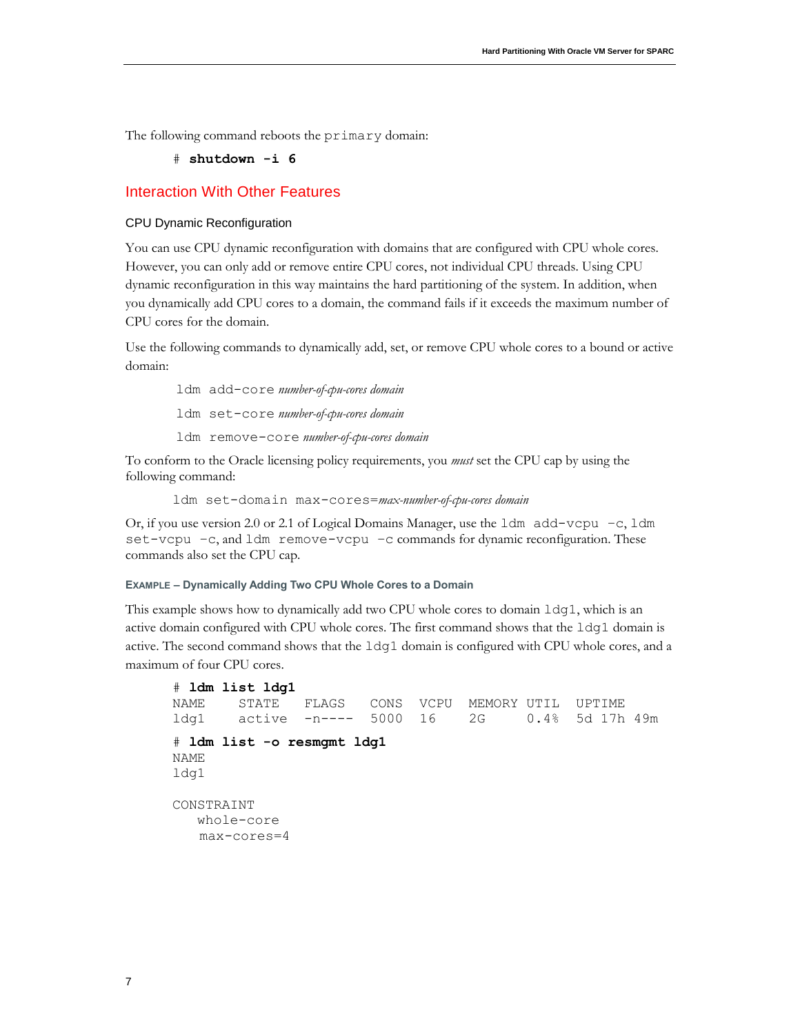The following command reboots the primary domain:

```
# shutdown -i 6
```

## Interaction With Other Features

### CPU Dynamic Reconfiguration

You can use CPU dynamic reconfiguration with domains that are configured with CPU whole cores. However, you can only add or remove entire CPU cores, not individual CPU threads. Using CPU dynamic reconfiguration in this way maintains the hard partitioning of the system. In addition, when you dynamically add CPU cores to a domain, the command fails if it exceeds the maximum number of CPU cores for the domain.

Use the following commands to dynamically add, set, or remove CPU whole cores to a bound or active domain:

```
ldm add-core number-of-cpu-cores domain
ldm set-core number-of-cpu-cores domain
ldm remove-core number-of-cpu-cores domain
```

To conform to the Oracle licensing policy requirements, you *must* set the CPU cap by using the following command:

```
ldm set-domain max-cores=max-number-of-cpu-cores domain
```

Or, if you use version 2.0 or 2.1 of Logical Domains Manager, use the `ldm add-vcpu -c`, `ldm set-vcpu -c`, and `ldm remove-vcpu -c` commands for dynamic reconfiguration. These commands also set the CPU cap.

#### EXAMPLE – Dynamically Adding Two CPU Whole Cores to a Domain

This example shows how to dynamically add two CPU whole cores to domain ldg1, which is an active domain configured with CPU whole cores. The first command shows that the ldg1 domain is active. The second command shows that the ldg1 domain is configured with CPU whole cores, and a maximum of four CPU cores.

```
# ldm list ldg1
NAME     STATE    FLAGS    CONS   VCPU   MEMORY UTIL   UPTIME
ldg1     active   -n----   5000   16     2G     0.4%   5d 17h 49m

# ldm list -o resmgmt ldg1
NAME
ldg1

CONSTRAINT
   whole-core
   max-cores=4
```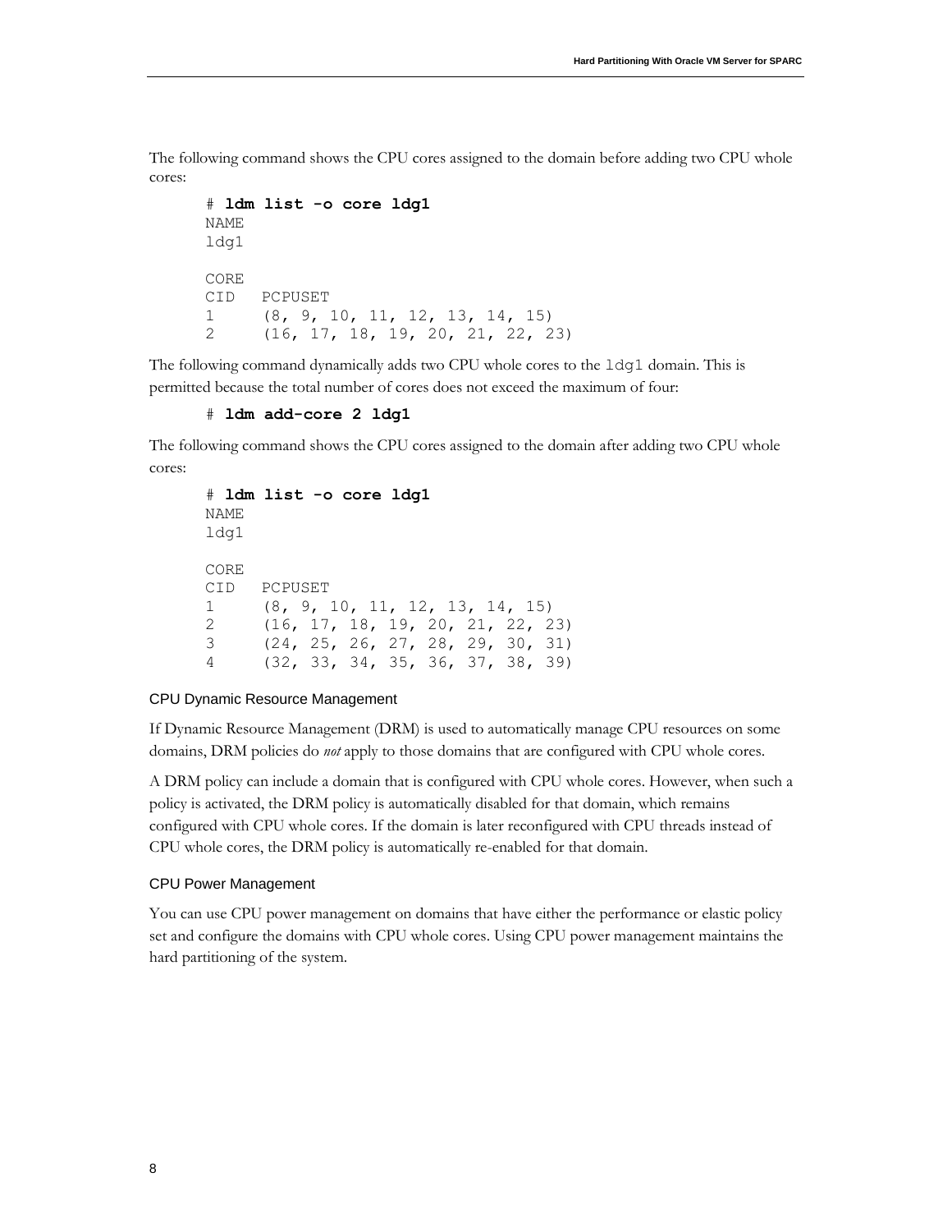The following command shows the CPU cores assigned to the domain before adding two CPU whole cores:

```
# ldm list -o core ldg1
NAME
ldg1

CORE
CID   PCPUSET
1     (8, 9, 10, 11, 12, 13, 14, 15)
2     (16, 17, 18, 19, 20, 21, 22, 23)
```

The following command dynamically adds two CPU whole cores to the `ldg1` domain. This is permitted because the total number of cores does not exceed the maximum of four:

```
# ldm add-core 2 ldg1
```

The following command shows the CPU cores assigned to the domain after adding two CPU whole cores:

```
# ldm list -o core ldg1
NAME
ldg1

CORE
CID   PCPUSET
1     (8, 9, 10, 11, 12, 13, 14, 15)
2     (16, 17, 18, 19, 20, 21, 22, 23)
3     (24, 25, 26, 27, 28, 29, 30, 31)
4     (32, 33, 34, 35, 36, 37, 38, 39)
```

#### CPU Dynamic Resource Management

If Dynamic Resource Management (DRM) is used to automatically manage CPU resources on some domains, DRM policies do *not* apply to those domains that are configured with CPU whole cores.

A DRM policy can include a domain that is configured with CPU whole cores. However, when such a policy is activated, the DRM policy is automatically disabled for that domain, which remains configured with CPU whole cores. If the domain is later reconfigured with CPU threads instead of CPU whole cores, the DRM policy is automatically re-enabled for that domain.

#### CPU Power Management

You can use CPU power management on domains that have either the performance or elastic policy set and configure the domains with CPU whole cores. Using CPU power management maintains the hard partitioning of the system.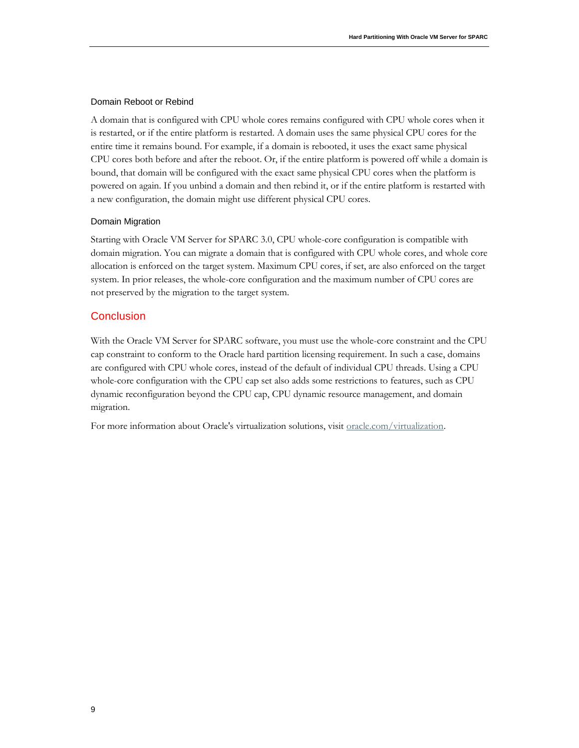### Domain Reboot or Rebind

A domain that is configured with CPU whole cores remains configured with CPU whole cores when it is restarted, or if the entire platform is restarted. A domain uses the same physical CPU cores for the entire time it remains bound. For example, if a domain is rebooted, it uses the exact same physical CPU cores both before and after the reboot. Or, if the entire platform is powered off while a domain is bound, that domain will be configured with the exact same physical CPU cores when the platform is powered on again. If you unbind a domain and then rebind it, or if the entire platform is restarted with a new configuration, the domain might use different physical CPU cores.

### Domain Migration

Starting with Oracle VM Server for SPARC 3.0, CPU whole-core configuration is compatible with domain migration. You can migrate a domain that is configured with CPU whole cores, and whole core allocation is enforced on the target system. Maximum CPU cores, if set, are also enforced on the target system. In prior releases, the whole-core configuration and the maximum number of CPU cores are not preserved by the migration to the target system.

## Conclusion

With the Oracle VM Server for SPARC software, you must use the whole-core constraint and the CPU cap constraint to conform to the Oracle hard partition licensing requirement. In such a case, domains are configured with CPU whole cores, instead of the default of individual CPU threads. Using a CPU whole-core configuration with the CPU cap set also adds some restrictions to features, such as CPU dynamic reconfiguration beyond the CPU cap, CPU dynamic resource management, and domain migration.

For more information about Oracle's virtualization solutions, visit oracle.com/virtualization.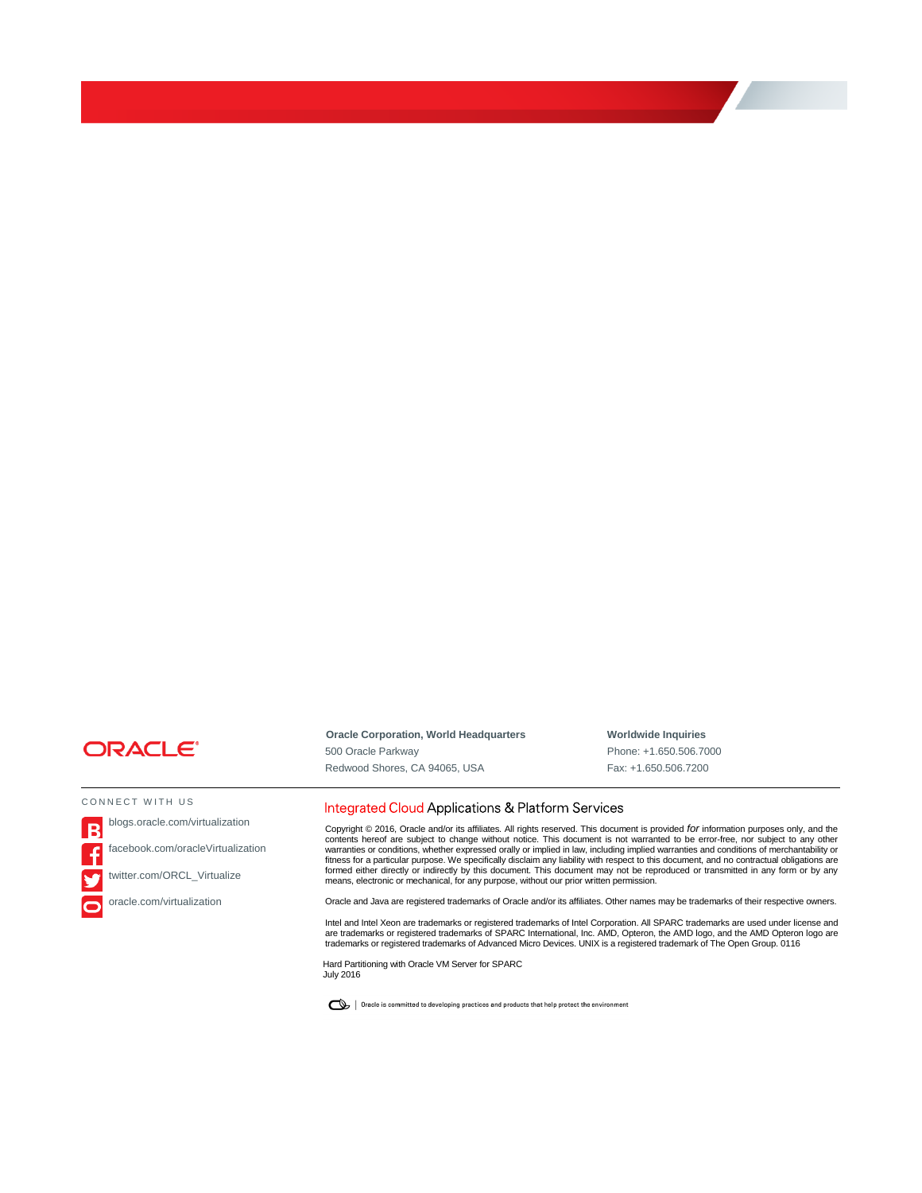ORACLE

**Oracle Corporation, World Headquarters**
500 Oracle Parkway
Redwood Shores, CA 94065, USA

**Worldwide Inquiries**
Phone: +1.650.506.7000
Fax: +1.650.506.7200

CONNECT WITH US

blogs.oracle.com/virtualization

facebook.com/oracleVirtualization

twitter.com/ORCL_Virtualize

oracle.com/virtualization

Integrated Cloud Applications & Platform Services

Copyright © 2016, Oracle and/or its affiliates. All rights reserved. This document is provided *for* information purposes only, and the contents hereof are subject to change without notice. This document is not warranted to be error-free, nor subject to any other warranties or conditions, whether expressed orally or implied in law, including implied warranties and conditions of merchantability or fitness for a particular purpose. We specifically disclaim any liability with respect to this document, and no contractual obligations are formed either directly or indirectly by this document. This document may not be reproduced or transmitted in any form or by any means, electronic or mechanical, for any purpose, without our prior written permission.

Oracle and Java are registered trademarks of Oracle and/or its affiliates. Other names may be trademarks of their respective owners.

Intel and Intel Xeon are trademarks or registered trademarks of Intel Corporation. All SPARC trademarks are used under license and are trademarks or registered trademarks of SPARC International, Inc. AMD, Opteron, the AMD logo, and the AMD Opteron logo are trademarks or registered trademarks of Advanced Micro Devices. UNIX is a registered trademark of The Open Group. 0116

Hard Partitioning with Oracle VM Server for SPARC
July 2016

Oracle is committed to developing practices and products that help protect the environment